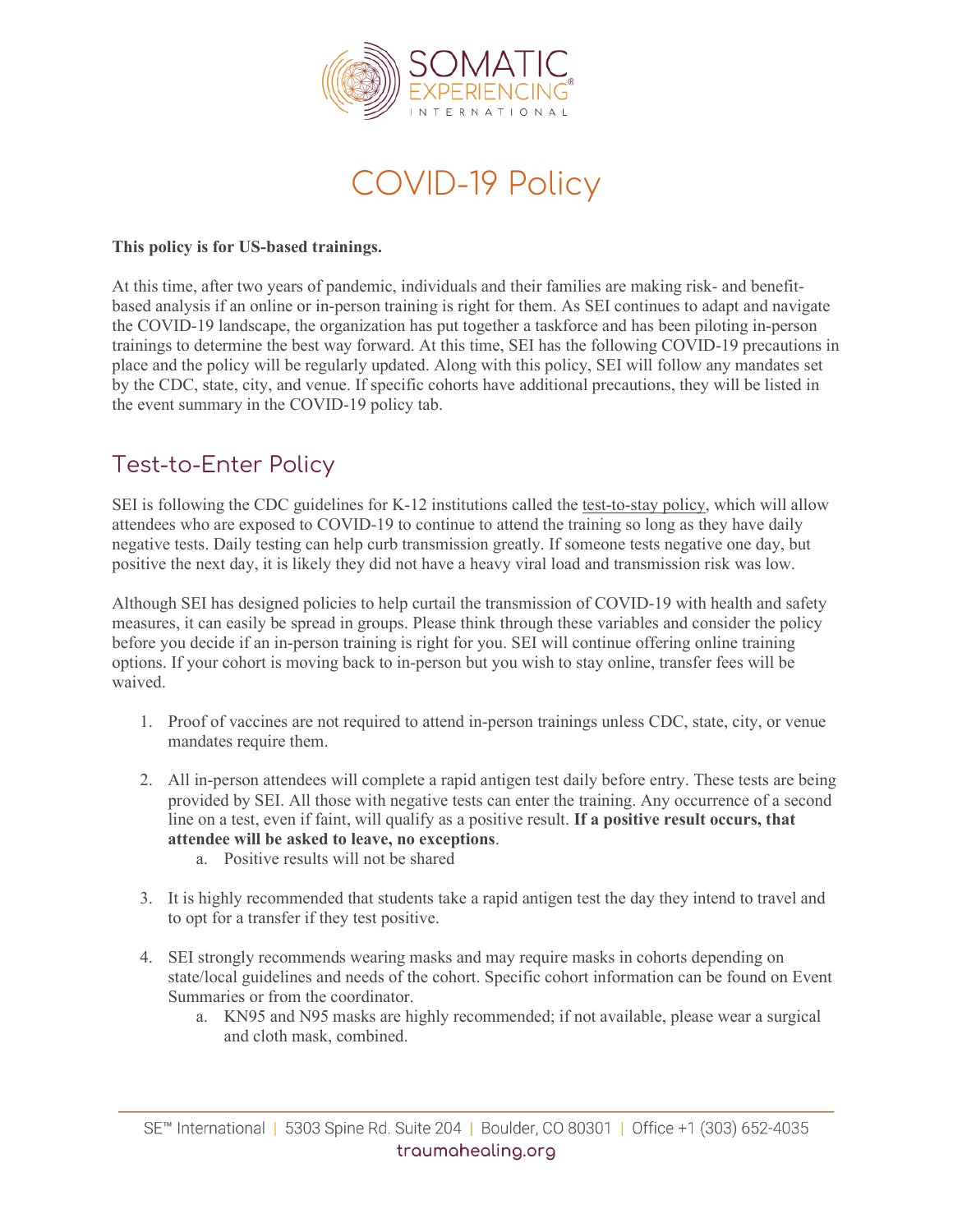# COVID-19 Policy

**This policy is for US-based trainings.**

At this time, after two years of pandemic, individuals and their families are making risk- and benefit-based analysis if an online or in-person training is right for them. As SEI continues to adapt and navigate the COVID-19 landscape, the organization has put together a taskforce and has been piloting in-person trainings to determine the best way forward. At this time, SEI has the following COVID-19 precautions in place and the policy will be regularly updated. Along with this policy, SEI will follow any mandates set by the CDC, state, city, and venue. If specific cohorts have additional precautions, they will be listed in the event summary in the COVID-19 policy tab.

## Test-to-Enter Policy

SEI is following the CDC guidelines for K-12 institutions called the test-to-stay policy, which will allow attendees who are exposed to COVID-19 to continue to attend the training so long as they have daily negative tests. Daily testing can help curb transmission greatly. If someone tests negative one day, but positive the next day, it is likely they did not have a heavy viral load and transmission risk was low.

Although SEI has designed policies to help curtail the transmission of COVID-19 with health and safety measures, it can easily be spread in groups. Please think through these variables and consider the policy before you decide if an in-person training is right for you. SEI will continue offering online training options. If your cohort is moving back to in-person but you wish to stay online, transfer fees will be waived.

1. Proof of vaccines are not required to attend in-person trainings unless CDC, state, city, or venue mandates require them.

2. All in-person attendees will complete a rapid antigen test daily before entry. These tests are being provided by SEI. All those with negative tests can enter the training. Any occurrence of a second line on a test, even if faint, will qualify as a positive result. **If a positive result occurs, that attendee will be asked to leave, no exceptions**.
   a. Positive results will not be shared

3. It is highly recommended that students take a rapid antigen test the day they intend to travel and to opt for a transfer if they test positive.

4. SEI strongly recommends wearing masks and may require masks in cohorts depending on state/local guidelines and needs of the cohort. Specific cohort information can be found on Event Summaries or from the coordinator.
   a. KN95 and N95 masks are highly recommended; if not available, please wear a surgical and cloth mask, combined.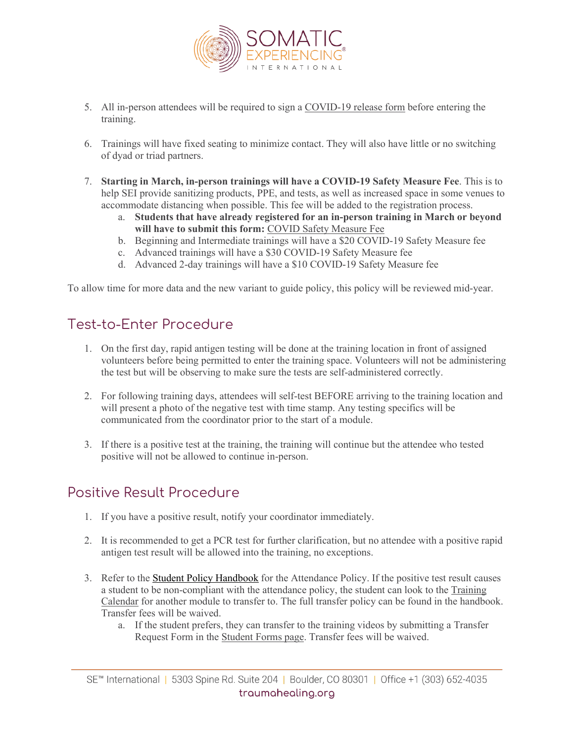5. All in-person attendees will be required to sign a COVID-19 release form before entering the training.

6. Trainings will have fixed seating to minimize contact. They will also have little or no switching of dyad or triad partners.

7. **Starting in March, in-person trainings will have a COVID-19 Safety Measure Fee**. This is to help SEI provide sanitizing products, PPE, and tests, as well as increased space in some venues to accommodate distancing when possible. This fee will be added to the registration process.
    a. **Students that have already registered for an in-person training in March or beyond will have to submit this form:** COVID Safety Measure Fee
    b. Beginning and Intermediate trainings will have a $20 COVID-19 Safety Measure fee
    c. Advanced trainings will have a $30 COVID-19 Safety Measure fee
    d. Advanced 2-day trainings will have a $10 COVID-19 Safety Measure fee

To allow time for more data and the new variant to guide policy, this policy will be reviewed mid-year.

## Test-to-Enter Procedure

1. On the first day, rapid antigen testing will be done at the training location in front of assigned volunteers before being permitted to enter the training space. Volunteers will not be administering the test but will be observing to make sure the tests are self-administered correctly.

2. For following training days, attendees will self-test BEFORE arriving to the training location and will present a photo of the negative test with time stamp. Any testing specifics will be communicated from the coordinator prior to the start of a module.

3. If there is a positive test at the training, the training will continue but the attendee who tested positive will not be allowed to continue in-person.

## Positive Result Procedure

1. If you have a positive result, notify your coordinator immediately.

2. It is recommended to get a PCR test for further clarification, but no attendee with a positive rapid antigen test result will be allowed into the training, no exceptions.

3. Refer to the Student Policy Handbook for the Attendance Policy. If the positive test result causes a student to be non-compliant with the attendance policy, the student can look to the Training Calendar for another module to transfer to. The full transfer policy can be found in the handbook. Transfer fees will be waived.
    a. If the student prefers, they can transfer to the training videos by submitting a Transfer Request Form in the Student Forms page. Transfer fees will be waived.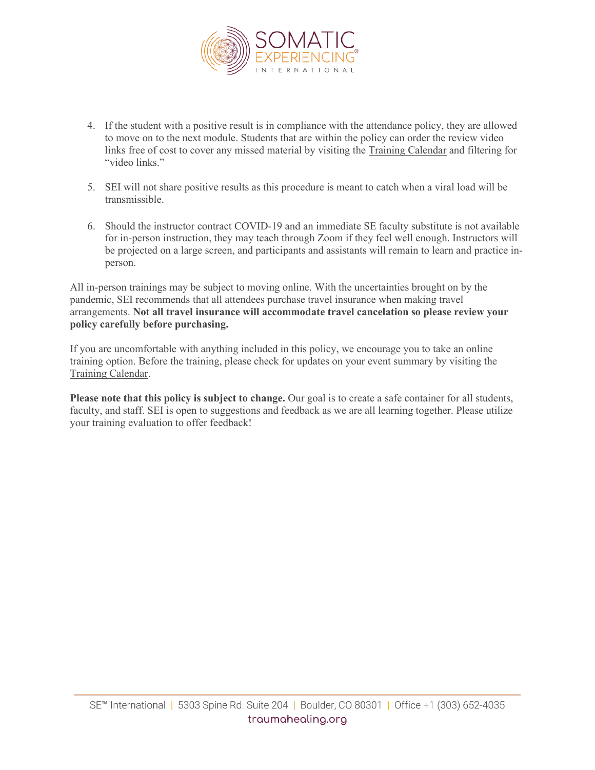4. If the student with a positive result is in compliance with the attendance policy, they are allowed to move on to the next module. Students that are within the policy can order the review video links free of cost to cover any missed material by visiting the Training Calendar and filtering for "video links."

5. SEI will not share positive results as this procedure is meant to catch when a viral load will be transmissible.

6. Should the instructor contract COVID-19 and an immediate SE faculty substitute is not available for in-person instruction, they may teach through Zoom if they feel well enough. Instructors will be projected on a large screen, and participants and assistants will remain to learn and practice in-person.

All in-person trainings may be subject to moving online. With the uncertainties brought on by the pandemic, SEI recommends that all attendees purchase travel insurance when making travel arrangements. **Not all travel insurance will accommodate travel cancelation so please review your policy carefully before purchasing.**

If you are uncomfortable with anything included in this policy, we encourage you to take an online training option. Before the training, please check for updates on your event summary by visiting the Training Calendar.

**Please note that this policy is subject to change.** Our goal is to create a safe container for all students, faculty, and staff. SEI is open to suggestions and feedback as we are all learning together. Please utilize your training evaluation to offer feedback!